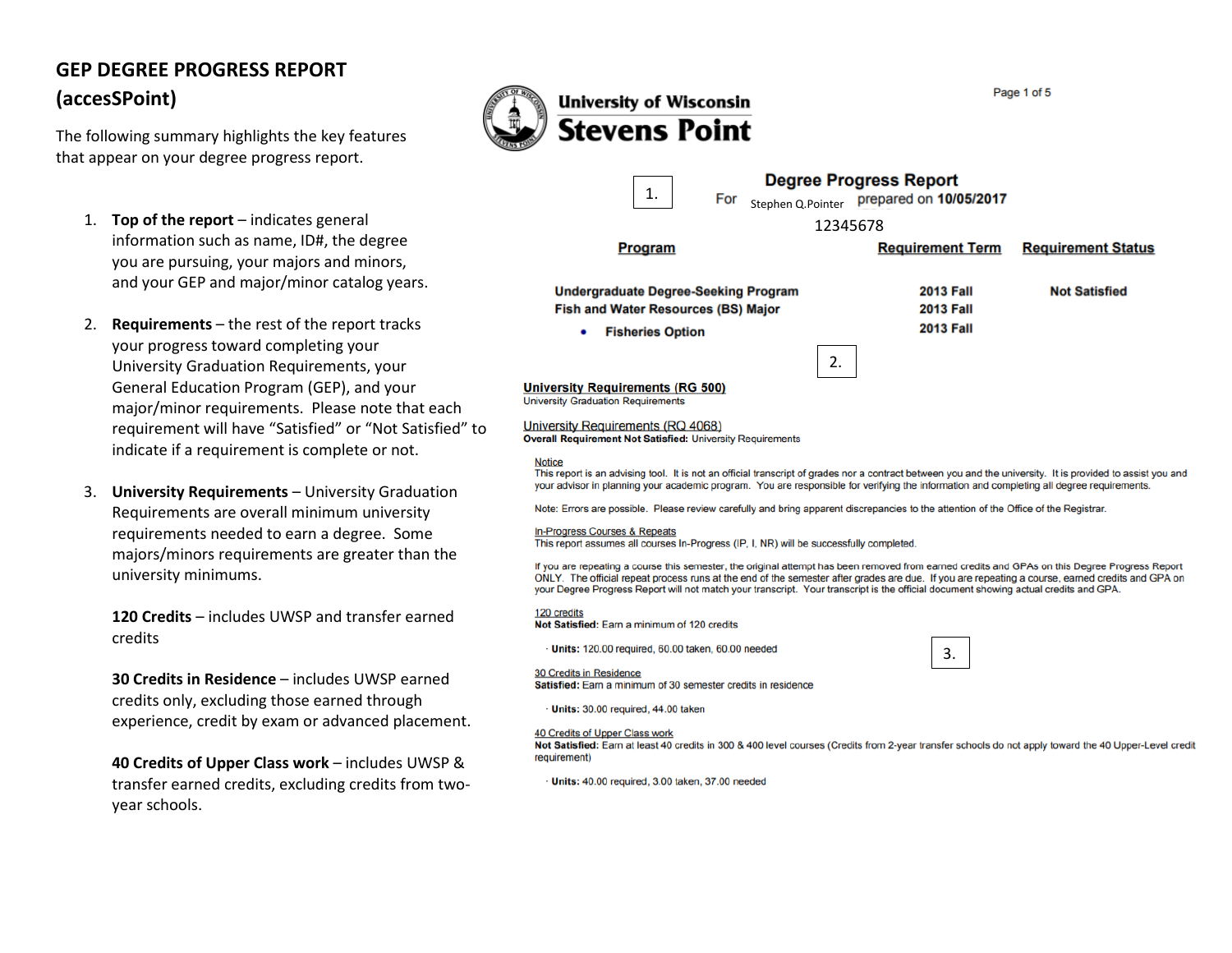# GEP DEGREE PROGRESS REPORT (accesSPoint)

The following summary highlights the key features that appear on your degree progress report.

1. **Top of the report** – indicates general information such as name, ID#, the degree you are pursuing, your majors and minors, and your GEP and major/minor catalog years.

2. **Requirements** – the rest of the report tracks your progress toward completing your University Graduation Requirements, your General Education Program (GEP), and your major/minor requirements. Please note that each requirement will have "Satisfied" or "Not Satisfied" to indicate if a requirement is complete or not.

3. **University Requirements** – University Graduation Requirements are overall minimum university requirements needed to earn a degree. Some majors/minors requirements are greater than the university minimums.

   **120 Credits** – includes UWSP and transfer earned credits

   **30 Credits in Residence** – includes UWSP earned credits only, excluding those earned through experience, credit by exam or advanced placement.

   **40 Credits of Upper Class work** – includes UWSP & transfer earned credits, excluding credits from two-year schools.

---

**University of Wisconsin Stevens Point**

1.

**Degree Progress Report**

For Stephen Q.Pointer prepared on **10/05/2017**

12345678

| Program | Requirement Term | Requirement Status |
|---|---|---|
| **Undergraduate Degree-Seeking Program** | **2013 Fall** | **Not Satisfied** |
| **Fish and Water Resources (BS) Major** | **2013 Fall** | |
| • **Fisheries Option** | **2013 Fall** | |

2.

**University Requirements (RG 500)**
University Graduation Requirements

University Requirements (RQ 4068)
**Overall Requirement Not Satisfied:** University Requirements

Notice
This report is an advising tool. It is not an official transcript of grades nor a contract between you and the university. It is provided to assist you and your advisor in planning your academic program. You are responsible for verifying the information and completing all degree requirements.

Note: Errors are possible. Please review carefully and bring apparent discrepancies to the attention of the Office of the Registrar.

In-Progress Courses & Repeats
This report assumes all courses In-Progress (IP, I, NR) will be successfully completed.

If you are repeating a course this semester, the original attempt has been removed from earned credits and GPAs on this Degree Progress Report ONLY. The official repeat process runs at the end of the semester after grades are due. If you are repeating a course, earned credits and GPA on your Degree Progress Report will not match your transcript. Your transcript is the official document showing actual credits and GPA.

120 credits
**Not Satisfied:** Earn a minimum of 120 credits

· **Units:** 120.00 required, 60.00 taken, 60.00 needed

3.

30 Credits in Residence
**Satisfied:** Earn a minimum of 30 semester credits in residence

· **Units:** 30.00 required, 44.00 taken

40 Credits of Upper Class work
**Not Satisfied:** Earn at least 40 credits in 300 & 400 level courses (Credits from 2-year transfer schools do not apply toward the 40 Upper-Level credit requirement)

· **Units:** 40.00 required, 3.00 taken, 37.00 needed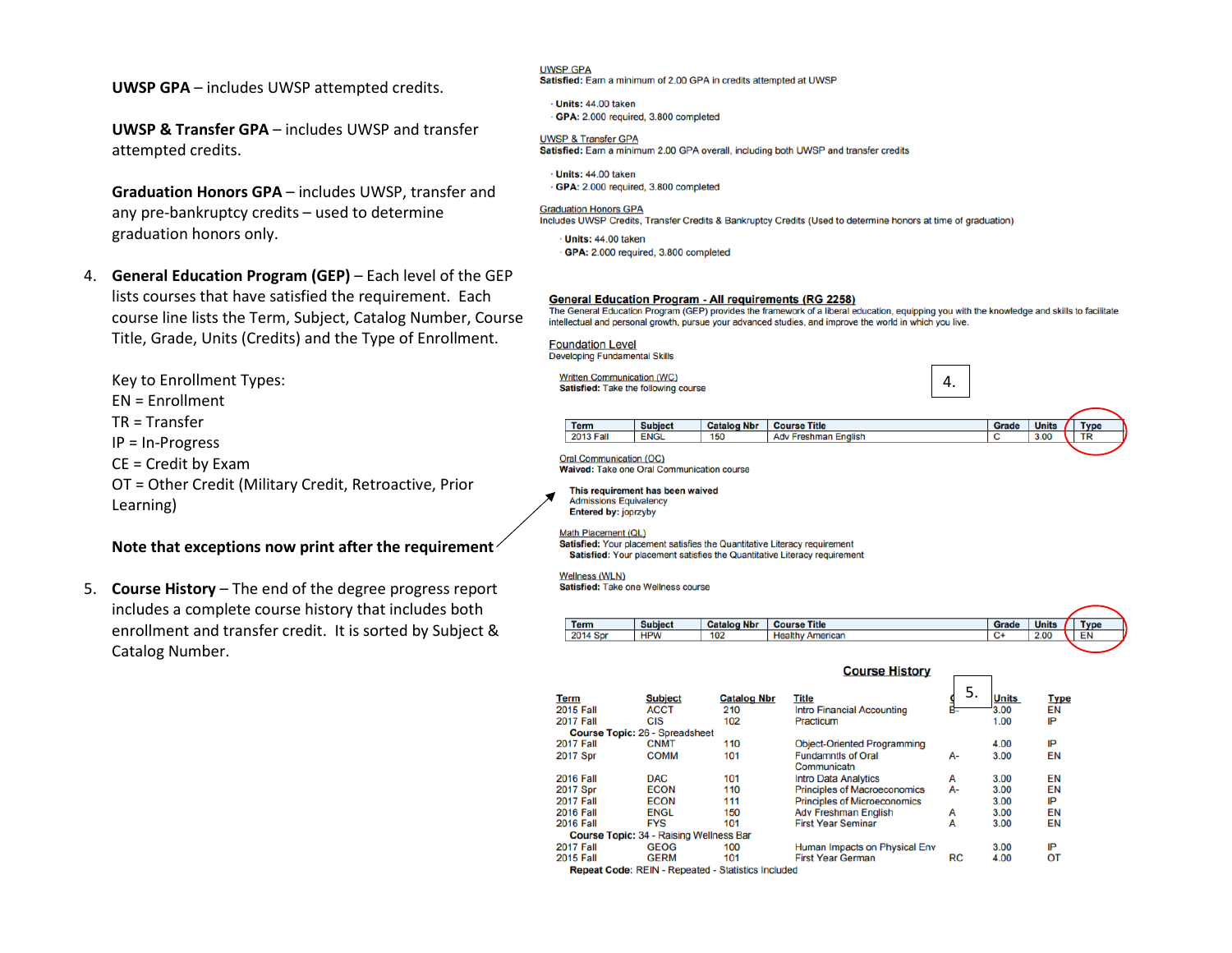**UWSP GPA** – includes UWSP attempted credits.

**UWSP & Transfer GPA** – includes UWSP and transfer attempted credits.

**Graduation Honors GPA** – includes UWSP, transfer and any pre-bankruptcy credits – used to determine graduation honors only.

4. **General Education Program (GEP)** – Each level of the GEP lists courses that have satisfied the requirement. Each course line lists the Term, Subject, Catalog Number, Course Title, Grade, Units (Credits) and the Type of Enrollment.

   Key to Enrollment Types:
   EN = Enrollment
   TR = Transfer
   IP = In-Progress
   CE = Credit by Exam
   OT = Other Credit (Military Credit, Retroactive, Prior Learning)

   **Note that exceptions now print after the requirement**

5. **Course History** – The end of the degree progress report includes a complete course history that includes both enrollment and transfer credit. It is sorted by Subject & Catalog Number.

UWSP GPA
**Satisfied:** Earn a minimum of 2.00 GPA in credits attempted at UWSP

- **Units:** 44.00 taken
- **GPA:** 2.000 required, 3.800 completed

UWSP & Transfer GPA
**Satisfied:** Earn a minimum 2.00 GPA overall, including both UWSP and transfer credits

- **Units:** 44.00 taken
- **GPA:** 2.000 required, 3.800 completed

Graduation Honors GPA
Includes UWSP Credits, Transfer Credits & Bankruptcy Credits (Used to determine honors at time of graduation)

- **Units:** 44.00 taken
- **GPA:** 2.000 required, 3.800 completed

**General Education Program - All requirements (RG 2258)**
The General Education Program (GEP) provides the framework of a liberal education, equipping you with the knowledge and skills to facilitate intellectual and personal growth, pursue your advanced studies, and improve the world in which you live.

Foundation Level
Developing Fundamental Skills

4.

Written Communication (WC)
**Satisfied:** Take the following course

| Term | Subject | Catalog Nbr | Course Title | Grade | Units | Type |
|---|---|---|---|---|---|---|
| 2013 Fall | ENGL | 150 | Adv Freshman English | C | 3.00 | TR |

Oral Communication (OC)
**Waived:** Take one Oral Communication course

**This requirement has been waived**
Admissions Equivalency
**Entered by:** joprzyby

Math Placement (QL)
**Satisfied:** Your placement satisfies the Quantitative Literacy requirement
**Satisfied:** Your placement satisfies the Quantitative Literacy requirement

Wellness (WLN)
**Satisfied:** Take one Wellness course

| Term | Subject | Catalog Nbr | Course Title | Grade | Units | Type |
|---|---|---|---|---|---|---|
| 2014 Spr | HPW | 102 | Healthy American | C+ | 2.00 | EN |

**Course History**

5.

| Term | Subject | Catalog Nbr | Title | Grade | Units | Type |
|---|---|---|---|---|---|---|
| 2015 Fall | ACCT | 210 | Intro Financial Accounting | B- | 3.00 | EN |
| 2017 Fall | CIS | 102 | Practicum | | 1.00 | IP |
| **Course Topic:** 26 - Spreadsheet | | | | | | |
| 2017 Fall | CNMT | 110 | Object-Oriented Programming | | 4.00 | IP |
| 2017 Spr | COMM | 101 | Fundamntls of Oral Communicatn | A- | 3.00 | EN |
| 2016 Fall | DAC | 101 | Intro Data Analytics | A | 3.00 | EN |
| 2017 Spr | ECON | 110 | Principles of Macroeconomics | A- | 3.00 | EN |
| 2017 Fall | ECON | 111 | Principles of Microeconomics | | 3.00 | IP |
| 2016 Fall | ENGL | 150 | Adv Freshman English | A | 3.00 | EN |
| 2016 Fall | FYS | 101 | First Year Seminar | A | 3.00 | EN |
| **Course Topic:** 34 - Raising Wellness Bar | | | | | | |
| 2017 Fall | GEOG | 100 | Human Impacts on Physical Env | | 3.00 | IP |
| 2015 Fall | GERM | 101 | First Year German | RC | 4.00 | OT |
| **Repeat Code:** REIN - Repeated - Statistics Included | | | | | | |